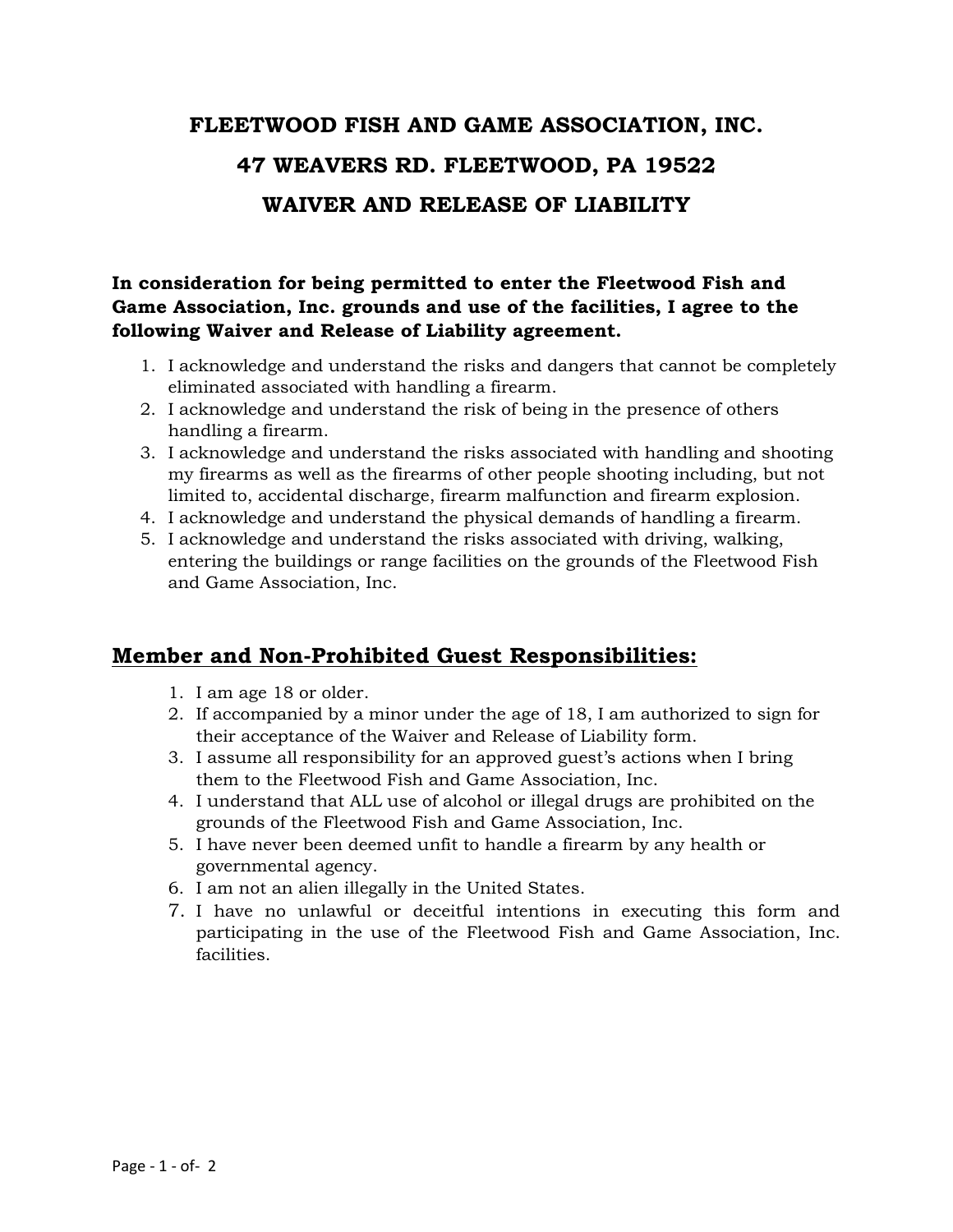# FLEETWOOD FISH AND GAME ASSOCIATION, INC.

# 47 WEAVERS RD. FLEETWOOD, PA 19522

# WAIVER AND RELEASE OF LIABILITY

**In consideration for being permitted to enter the Fleetwood Fish and Game Association, Inc. grounds and use of the facilities, I agree to the following Waiver and Release of Liability agreement.**

1. I acknowledge and understand the risks and dangers that cannot be completely eliminated associated with handling a firearm.
2. I acknowledge and understand the risk of being in the presence of others handling a firearm.
3. I acknowledge and understand the risks associated with handling and shooting my firearms as well as the firearms of other people shooting including, but not limited to, accidental discharge, firearm malfunction and firearm explosion.
4. I acknowledge and understand the physical demands of handling a firearm.
5. I acknowledge and understand the risks associated with driving, walking, entering the buildings or range facilities on the grounds of the Fleetwood Fish and Game Association, Inc.

## Member and Non-Prohibited Guest Responsibilities:

1. I am age 18 or older.
2. If accompanied by a minor under the age of 18, I am authorized to sign for their acceptance of the Waiver and Release of Liability form.
3. I assume all responsibility for an approved guest's actions when I bring them to the Fleetwood Fish and Game Association, Inc.
4. I understand that ALL use of alcohol or illegal drugs are prohibited on the grounds of the Fleetwood Fish and Game Association, Inc.
5. I have never been deemed unfit to handle a firearm by any health or governmental agency.
6. I am not an alien illegally in the United States.
7. I have no unlawful or deceitful intentions in executing this form and participating in the use of the Fleetwood Fish and Game Association, Inc. facilities.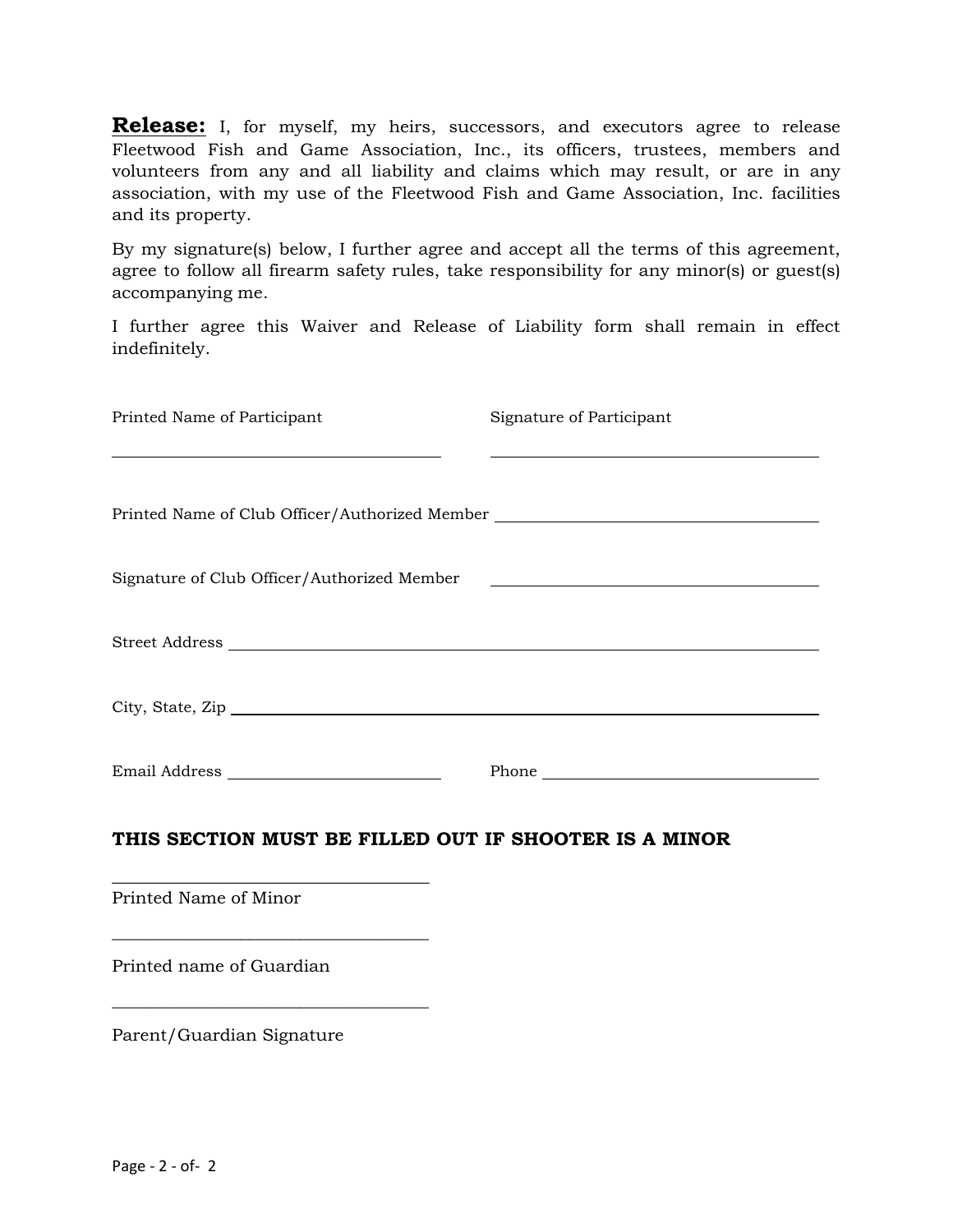**Release:** I, for myself, my heirs, successors, and executors agree to release Fleetwood Fish and Game Association, Inc., its officers, trustees, members and volunteers from any and all liability and claims which may result, or are in any association, with my use of the Fleetwood Fish and Game Association, Inc. facilities and its property.

By my signature(s) below, I further agree and accept all the terms of this agreement, agree to follow all firearm safety rules, take responsibility for any minor(s) or guest(s) accompanying me.

I further agree this Waiver and Release of Liability form shall remain in effect indefinitely.

Printed Name of Participant ______________________ Signature of Participant ______________________

Printed Name of Club Officer/Authorized Member ______________________

Signature of Club Officer/Authorized Member ______________________

Street Address ______________________

City, State, Zip ______________________

Email Address ______________________ Phone ______________________

**THIS SECTION MUST BE FILLED OUT IF SHOOTER IS A MINOR**

______________________
Printed Name of Minor

______________________
Printed name of Guardian

______________________
Parent/Guardian Signature